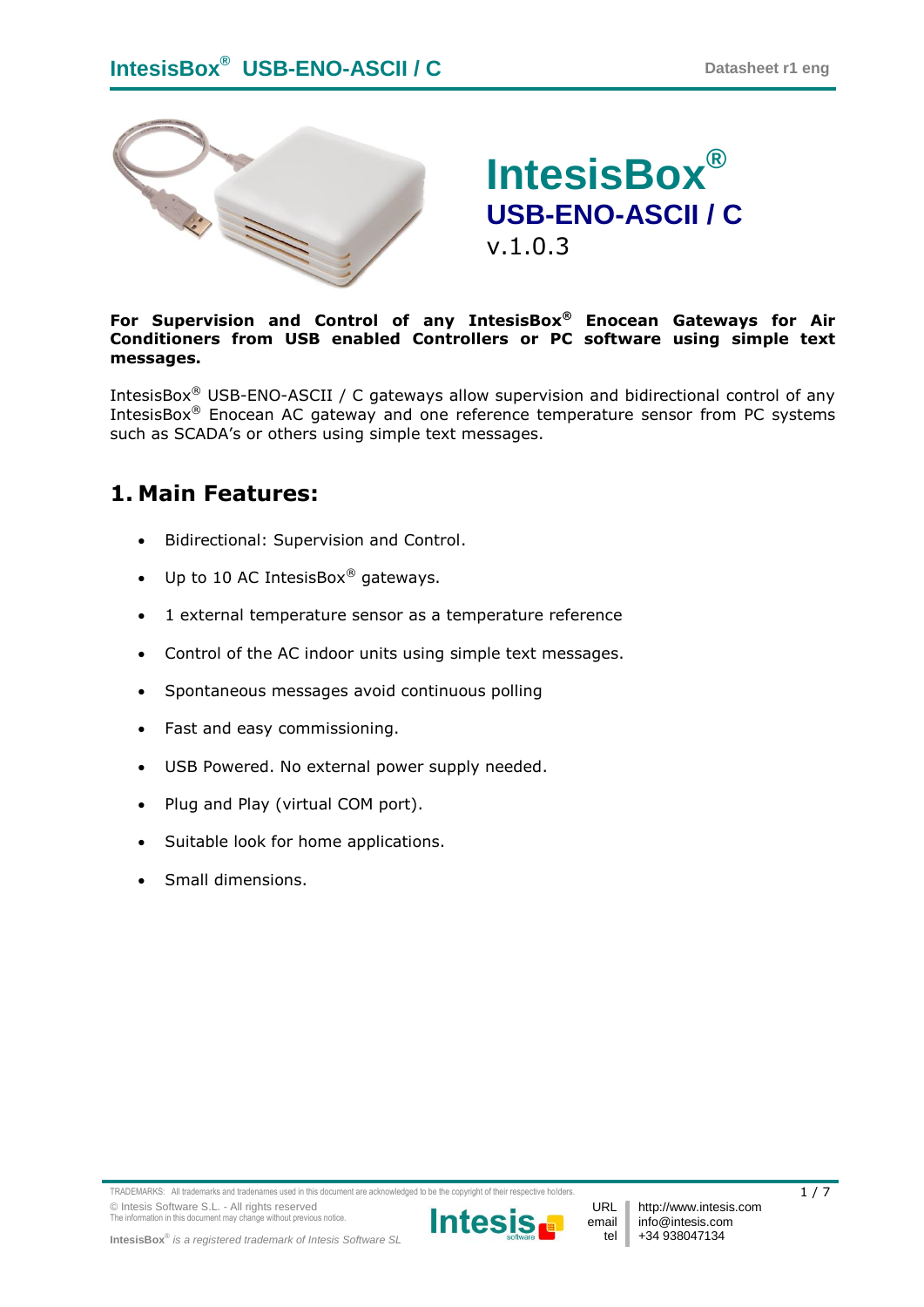# IntesisBox®
## USB-ENO-ASCII / C
v.1.0.3

**For Supervision and Control of any IntesisBox® Enocean Gateways for Air Conditioners from USB enabled Controllers or PC software using simple text messages.**

IntesisBox® USB-ENO-ASCII / C gateways allow supervision and bidirectional control of any IntesisBox® Enocean AC gateway and one reference temperature sensor from PC systems such as SCADA's or others using simple text messages.

## 1. Main Features:

- Bidirectional: Supervision and Control.
- Up to 10 AC IntesisBox® gateways.
- 1 external temperature sensor as a temperature reference
- Control of the AC indoor units using simple text messages.
- Spontaneous messages avoid continuous polling
- Fast and easy commissioning.
- USB Powered. No external power supply needed.
- Plug and Play (virtual COM port).
- Suitable look for home applications.
- Small dimensions.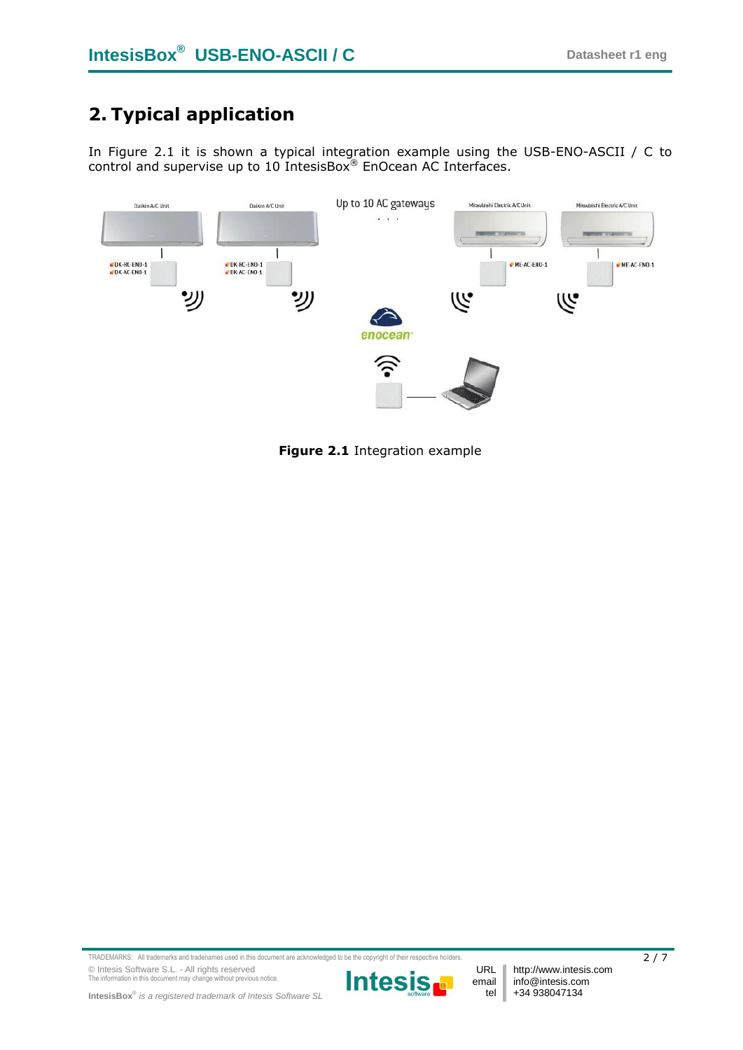# 2. Typical application

In Figure 2.1 it is shown a typical integration example using the USB-ENO-ASCII / C to control and supervise up to 10 IntesisBox® EnOcean AC Interfaces.

**Figure 2.1** Integration example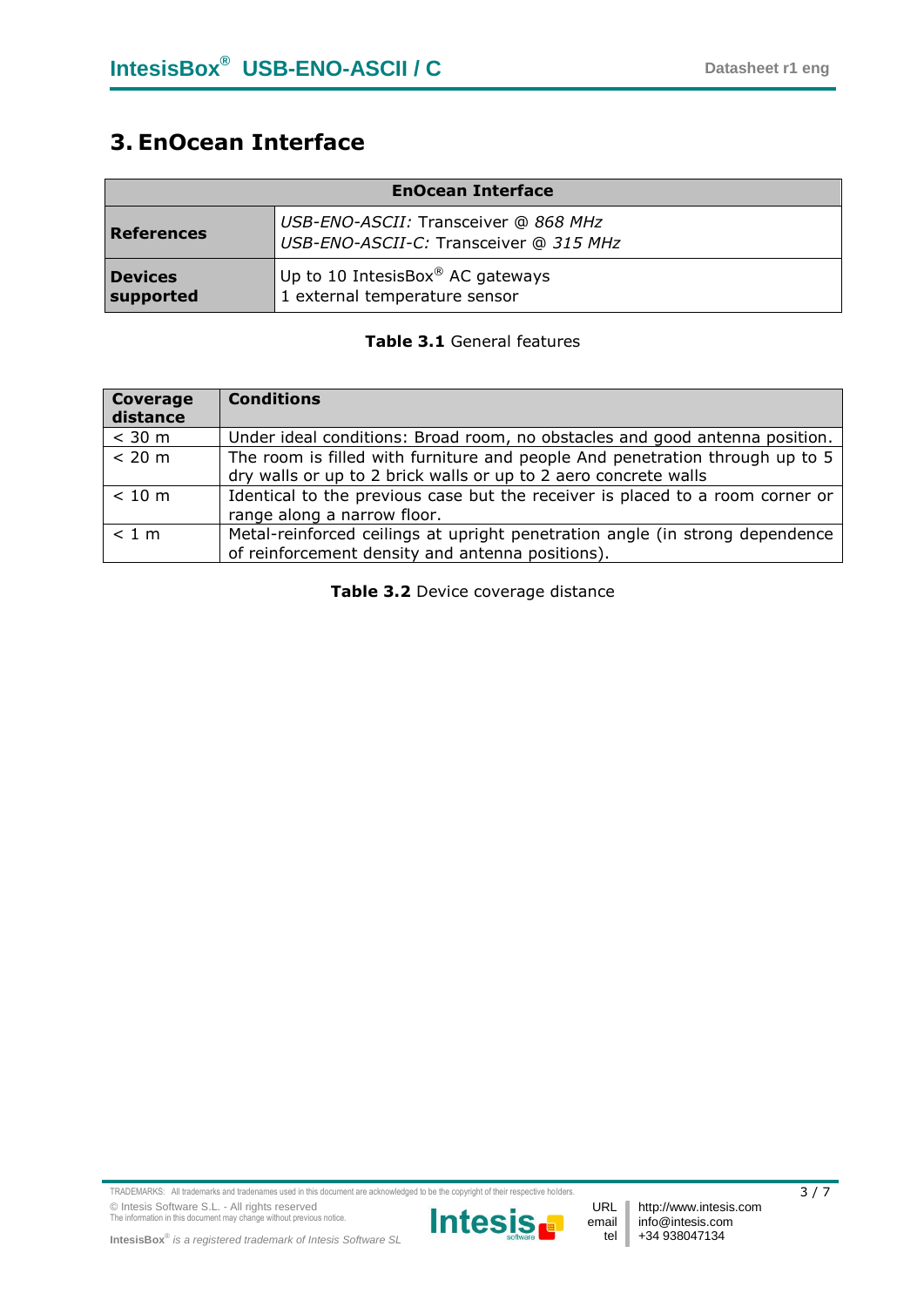# 3. EnOcean Interface

| EnOcean Interface | |
|---|---|
| **References** | *USB-ENO-ASCII:* Transceiver @ *868 MHz*<br>*USB-ENO-ASCII-C:* Transceiver @ *315 MHz* |
| **Devices supported** | Up to 10 IntesisBox® AC gateways<br>1 external temperature sensor |

**Table 3.1** General features

| Coverage distance | Conditions |
|---|---|
| < 30 m | Under ideal conditions: Broad room, no obstacles and good antenna position. |
| < 20 m | The room is filled with furniture and people And penetration through up to 5 dry walls or up to 2 brick walls or up to 2 aero concrete walls |
| < 10 m | Identical to the previous case but the receiver is placed to a room corner or range along a narrow floor. |
| < 1 m | Metal-reinforced ceilings at upright penetration angle (in strong dependence of reinforcement density and antenna positions). |

**Table 3.2** Device coverage distance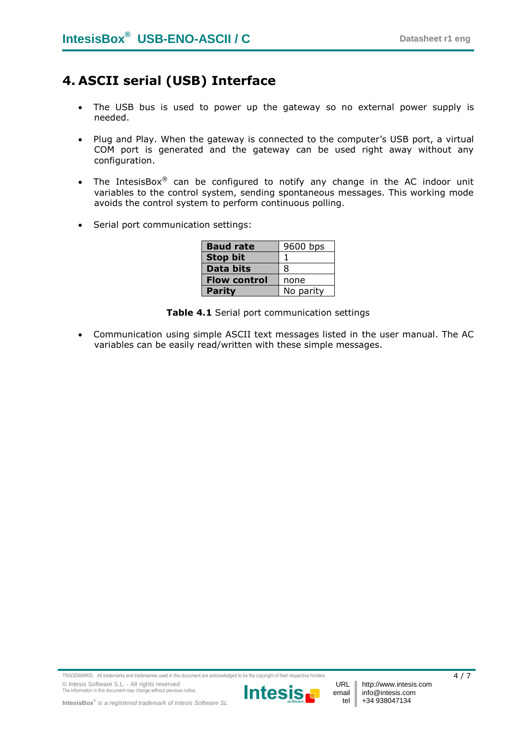# 4. ASCII serial (USB) Interface

- The USB bus is used to power up the gateway so no external power supply is needed.

- Plug and Play. When the gateway is connected to the computer's USB port, a virtual COM port is generated and the gateway can be used right away without any configuration.

- The IntesisBox® can be configured to notify any change in the AC indoor unit variables to the control system, sending spontaneous messages. This working mode avoids the control system to perform continuous polling.

- Serial port communication settings:

| **Baud rate** | 9600 bps |
|---|---|
| **Stop bit** | 1 |
| **Data bits** | 8 |
| **Flow control** | none |
| **Parity** | No parity |

**Table 4.1** Serial port communication settings

- Communication using simple ASCII text messages listed in the user manual. The AC variables can be easily read/written with these simple messages.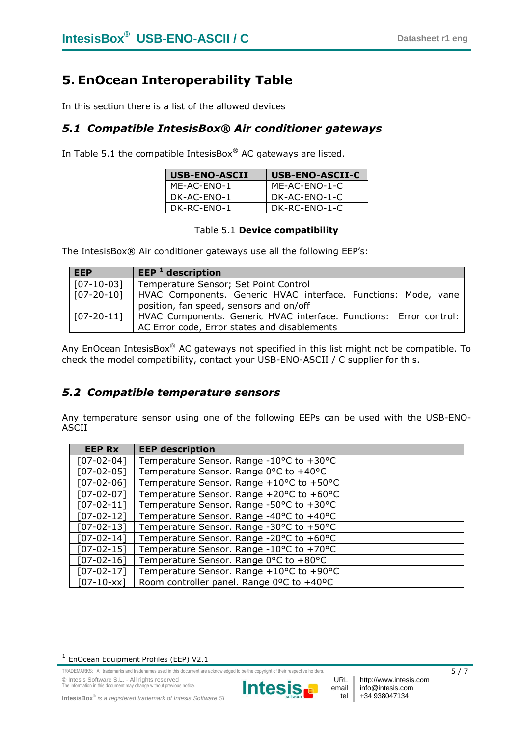# 5. EnOcean Interoperability Table

In this section there is a list of the allowed devices

## *5.1 Compatible IntesisBox® Air conditioner gateways*

In Table 5.1 the compatible IntesisBox® AC gateways are listed.

| USB-ENO-ASCII | USB-ENO-ASCII-C |
|---|---|
| ME-AC-ENO-1 | ME-AC-ENO-1-C |
| DK-AC-ENO-1 | DK-AC-ENO-1-C |
| DK-RC-ENO-1 | DK-RC-ENO-1-C |

Table 5.1 **Device compatibility**

The IntesisBox® Air conditioner gateways use all the following EEP's:

| EEP | EEP [1] description |
|---|---|
| [07-10-03] | Temperature Sensor; Set Point Control |
| [07-20-10] | HVAC Components. Generic HVAC interface. Functions: Mode, vane position, fan speed, sensors and on/off |
| [07-20-11] | HVAC Components. Generic HVAC interface. Functions: Error control: AC Error code, Error states and disablements |

Any EnOcean IntesisBox® AC gateways not specified in this list might not be compatible. To check the model compatibility, contact your USB-ENO-ASCII / C supplier for this.

## *5.2 Compatible temperature sensors*

Any temperature sensor using one of the following EEPs can be used with the USB-ENO-ASCII

| EEP Rx | EEP description |
|---|---|
| [07-02-04] | Temperature Sensor. Range -10°C to +30°C |
| [07-02-05] | Temperature Sensor. Range 0°C to +40°C |
| [07-02-06] | Temperature Sensor. Range +10°C to +50°C |
| [07-02-07] | Temperature Sensor. Range +20°C to +60°C |
| [07-02-11] | Temperature Sensor. Range -50°C to +30°C |
| [07-02-12] | Temperature Sensor. Range -40°C to +40°C |
| [07-02-13] | Temperature Sensor. Range -30°C to +50°C |
| [07-02-14] | Temperature Sensor. Range -20°C to +60°C |
| [07-02-15] | Temperature Sensor. Range -10°C to +70°C |
| [07-02-16] | Temperature Sensor. Range 0°C to +80°C |
| [07-02-17] | Temperature Sensor. Range +10°C to +90°C |
| [07-10-xx] | Room controller panel. Range 0ºC to +40ºC |

[1] EnOcean Equipment Profiles (EEP) V2.1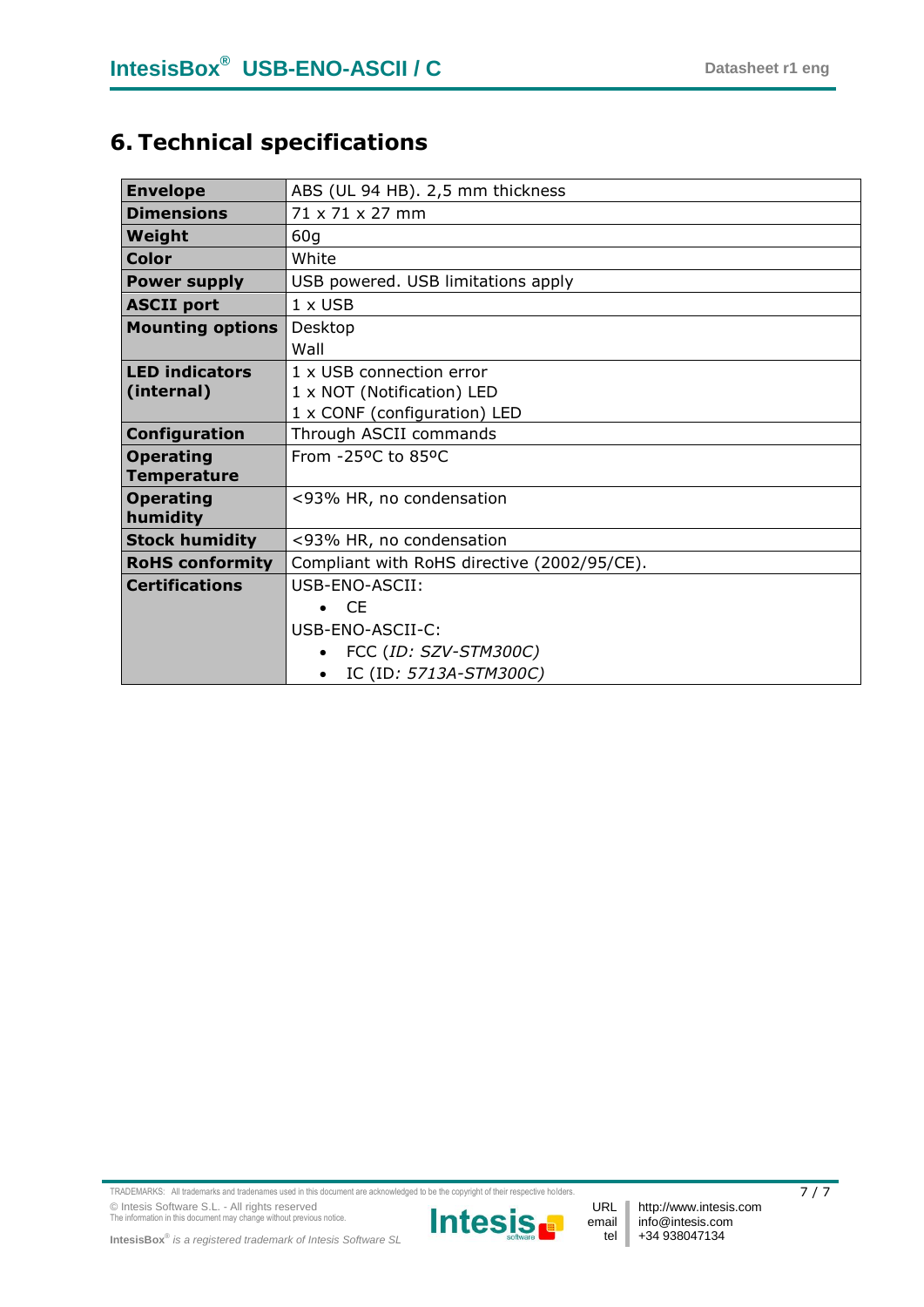# 6. Technical specifications

| | |
|---|---|
| **Envelope** | ABS (UL 94 HB). 2,5 mm thickness |
| **Dimensions** | 71 x 71 x 27 mm |
| **Weight** | 60g |
| **Color** | White |
| **Power supply** | USB powered. USB limitations apply |
| **ASCII port** | 1 x USB |
| **Mounting options** | Desktop<br>Wall |
| **LED indicators (internal)** | 1 x USB connection error<br>1 x NOT (Notification) LED<br>1 x CONF (configuration) LED |
| **Configuration** | Through ASCII commands |
| **Operating Temperature** | From -25ºC to 85ºC |
| **Operating humidity** | <93% HR, no condensation |
| **Stock humidity** | <93% HR, no condensation |
| **RoHS conformity** | Compliant with RoHS directive (2002/95/CE). |
| **Certifications** | USB-ENO-ASCII:<br>• CE<br>USB-ENO-ASCII-C:<br>• FCC (*ID: SZV-STM300C)*<br>• IC (ID*: 5713A-STM300C)* |